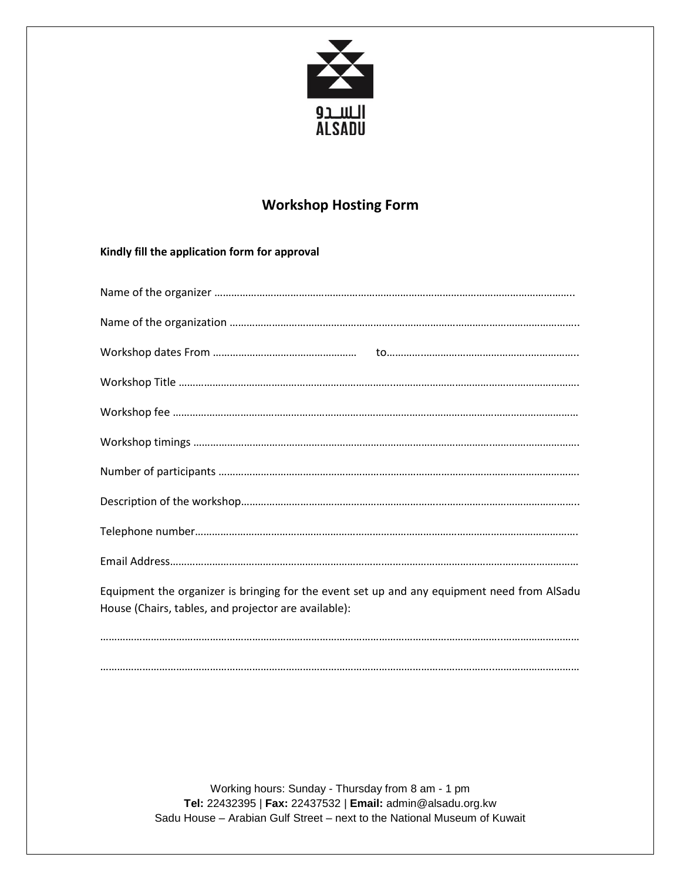السدو
ALSADU

# Workshop Hosting Form

**Kindly fill the application form for approval**

Name of the organizer …………………………………………………………………………………………………………………..

Name of the organization ………………………………………………………………………………………………………………..

Workshop dates From ……………………………………………     to…………………………………………………………..

Workshop Title ………………………………………………………………………………………………………………………………….

Workshop fee ……………………………………………………………………………………………………………………………………

Workshop timings …………………………………………………………………………………………………………………………….

Number of participants ……………………………………………………………………………………………………………………..

Description of the workshop……………………………………………………………………………………………………………..

Telephone number……………………………………………………………………………………………………………………………

Email Address………………………………………………………………………………………………………………………………………

Equipment the organizer is bringing for the event set up and any equipment need from AlSadu House (Chairs, tables, and projector are available):

…………………………………………………………………………………………………………………………………………………………

…………………………………………………………………………………………………………………………………………………………

Working hours: Sunday - Thursday from 8 am - 1 pm
**Tel:** 22432395 | **Fax:** 22437532 | **Email:** admin@alsadu.org.kw
Sadu House – Arabian Gulf Street – next to the National Museum of Kuwait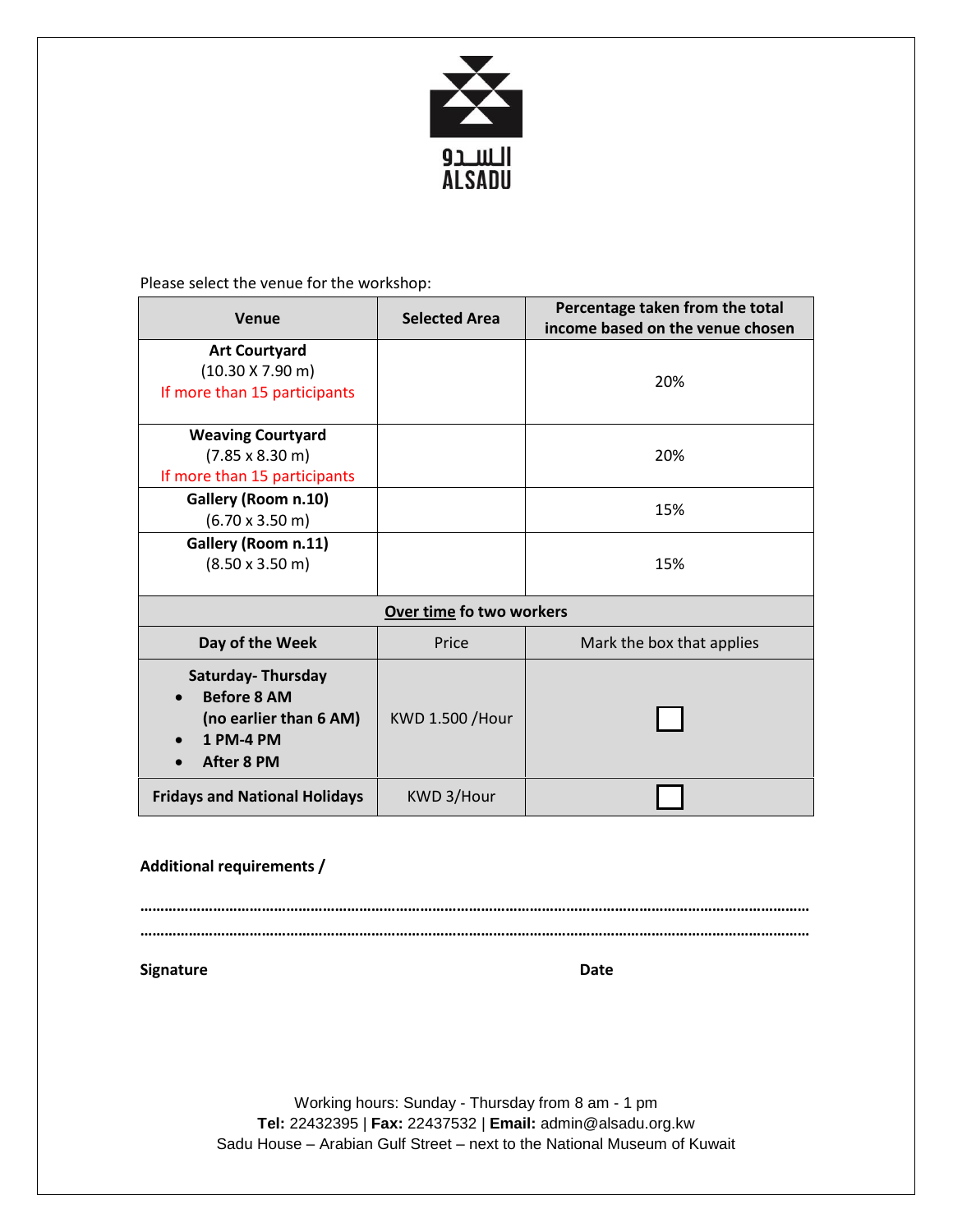السدو
ALSADU

Please select the venue for the workshop:

| Venue | Selected Area | Percentage taken from the total income based on the venue chosen |
|---|---|---|
| **Art Courtyard** (10.30 X 7.90 m) If more than 15 participants | | 20% |
| **Weaving Courtyard** (7.85 x 8.30 m) If more than 15 participants | | 20% |
| **Gallery (Room n.10)** (6.70 x 3.50 m) | | 15% |
| **Gallery (Room n.11)** (8.50 x 3.50 m) | | 15% |
| **Over time fo two workers** | | |
| **Day of the Week** | Price | Mark the box that applies |
| **Saturday- Thursday** • **Before 8 AM (no earlier than 6 AM)** • **1 PM-4 PM** • **After 8 PM** | KWD 1.500 /Hour | ☐ |
| **Fridays and National Holidays** | KWD 3/Hour | ☐ |

**Additional requirements /**

………………………………………………………………………………………………………………………………………………

………………………………………………………………………………………………………………………………………………

**Signature** **Date**

Working hours: Sunday - Thursday from 8 am - 1 pm
**Tel:** 22432395 | **Fax:** 22437532 | **Email:** admin@alsadu.org.kw
Sadu House – Arabian Gulf Street – next to the National Museum of Kuwait